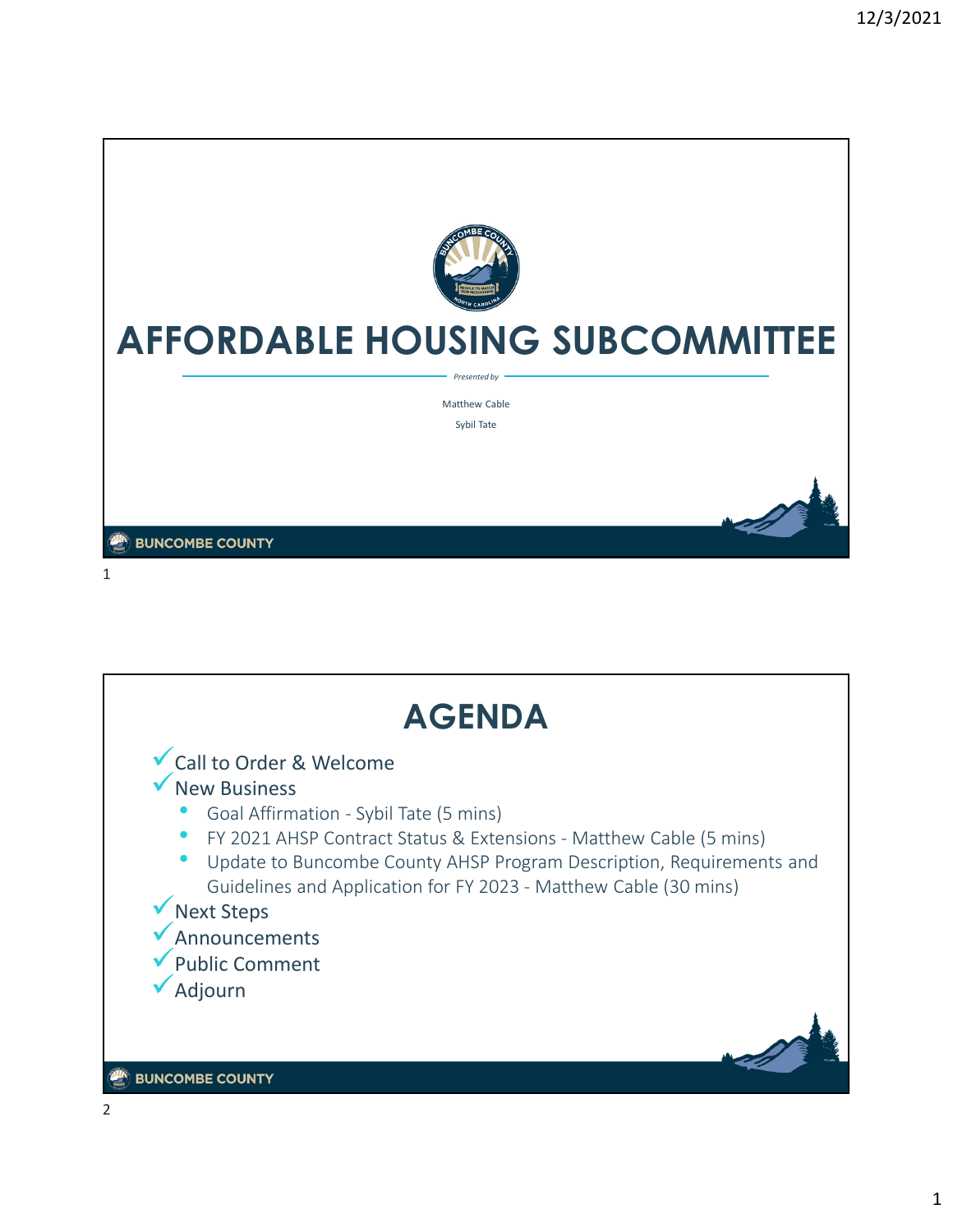# AFFORDABLE HOUSING SUBCOMMITTEE

*Presented by*

Matthew Cable

Sybil Tate

BUNCOMBE COUNTY

# AGENDA

- Call to Order & Welcome
- New Business
  - Goal Affirmation - Sybil Tate (5 mins)
  - FY 2021 AHSP Contract Status & Extensions - Matthew Cable (5 mins)
  - Update to Buncombe County AHSP Program Description, Requirements and Guidelines and Application for FY 2023 - Matthew Cable (30 mins)
- Next Steps
- Announcements
- Public Comment
- Adjourn

BUNCOMBE COUNTY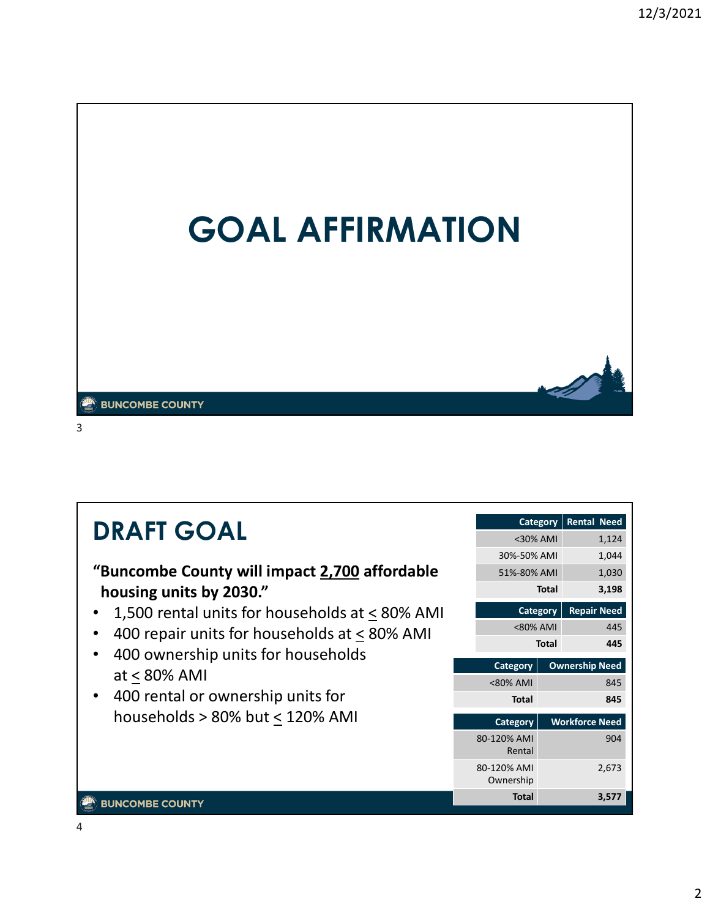# GOAL AFFIRMATION

BUNCOMBE COUNTY

## DRAFT GOAL

**"Buncombe County will impact 2,700 affordable housing units by 2030."**

- 1,500 rental units for households at ≤ 80% AMI
- 400 repair units for households at ≤ 80% AMI
- 400 ownership units for households at ≤ 80% AMI
- 400 rental or ownership units for households > 80% but ≤ 120% AMI

| Category | Rental Need |
|---|---|
| <30% AMI | 1,124 |
| 30%-50% AMI | 1,044 |
| 51%-80% AMI | 1,030 |
| **Total** | **3,198** |

| Category | Repair Need |
|---|---|
| <80% AMI | 445 |
| **Total** | **445** |

| Category | Ownership Need |
|---|---|
| <80% AMI | 845 |
| **Total** | **845** |

| Category | Workforce Need |
|---|---|
| 80-120% AMI Rental | 904 |
| 80-120% AMI Ownership | 2,673 |
| **Total** | **3,577** |

BUNCOMBE COUNTY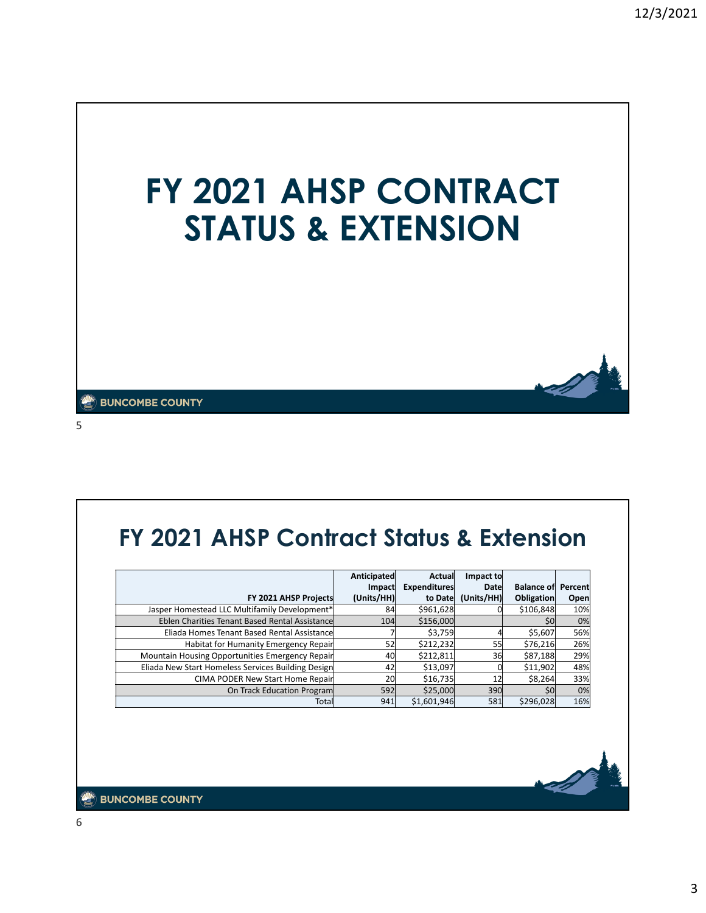# FY 2021 AHSP CONTRACT STATUS & EXTENSION

## FY 2021 AHSP Contract Status & Extension

| FY 2021 AHSP Projects | Anticipated Impact (Units/HH) | Actual Expenditures to Date | Impact to Date (Units/HH) | Balance of Obligation | Percent Open |
|---|---|---|---|---|---|
| Jasper Homestead LLC Multifamily Development* | 84 | $961,628 | 0 | $106,848 | 10% |
| Eblen Charities Tenant Based Rental Assistance | 104 | $156,000 | | $0 | 0% |
| Eliada Homes Tenant Based Rental Assistance | 7 | $3,759 | 4 | $5,607 | 56% |
| Habitat for Humanity Emergency Repair | 52 | $212,232 | 55 | $76,216 | 26% |
| Mountain Housing Opportunities Emergency Repair | 40 | $212,811 | 36 | $87,188 | 29% |
| Eliada New Start Homeless Services Building Design | 42 | $13,097 | 0 | $11,902 | 48% |
| CIMA PODER New Start Home Repair | 20 | $16,735 | 12 | $8,264 | 33% |
| On Track Education Program | 592 | $25,000 | 390 | $0 | 0% |
| Total | 941 | $1,601,946 | 581 | $296,028 | 16% |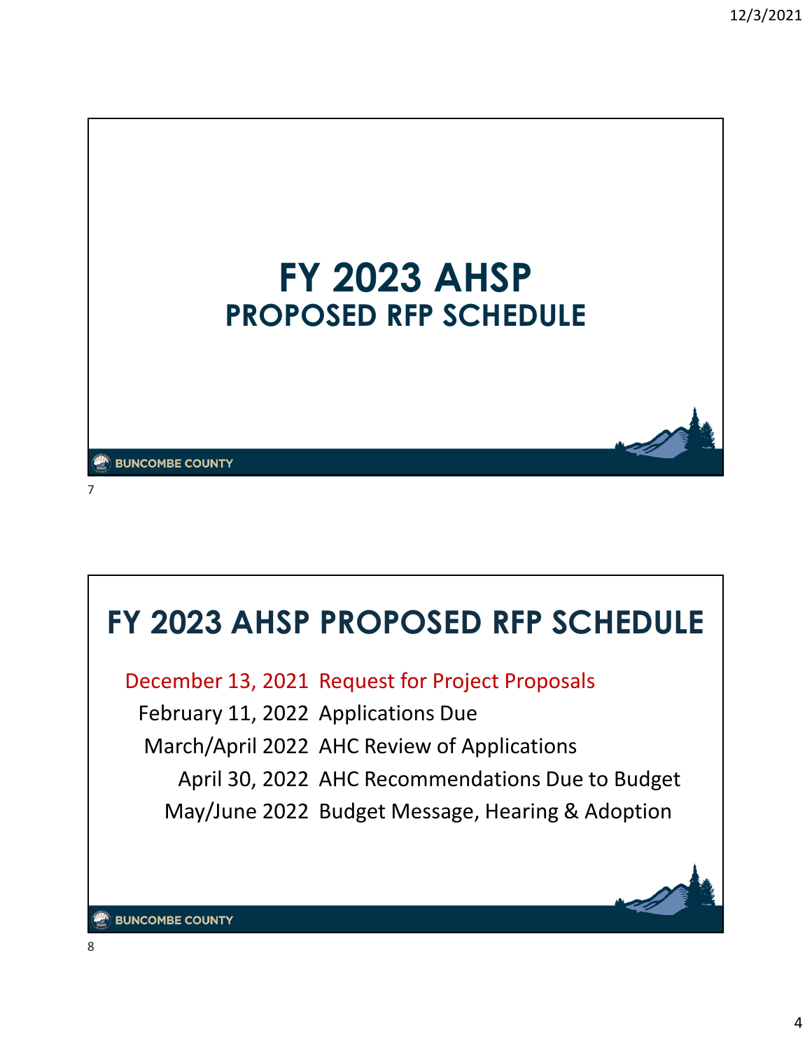# FY 2023 AHSP
## PROPOSED RFP SCHEDULE

## FY 2023 AHSP PROPOSED RFP SCHEDULE

| | |
|---|---|
| December 13, 2021 | Request for Project Proposals |
| February 11, 2022 | Applications Due |
| March/April 2022 | AHC Review of Applications |
| April 30, 2022 | AHC Recommendations Due to Budget |
| May/June 2022 | Budget Message, Hearing & Adoption |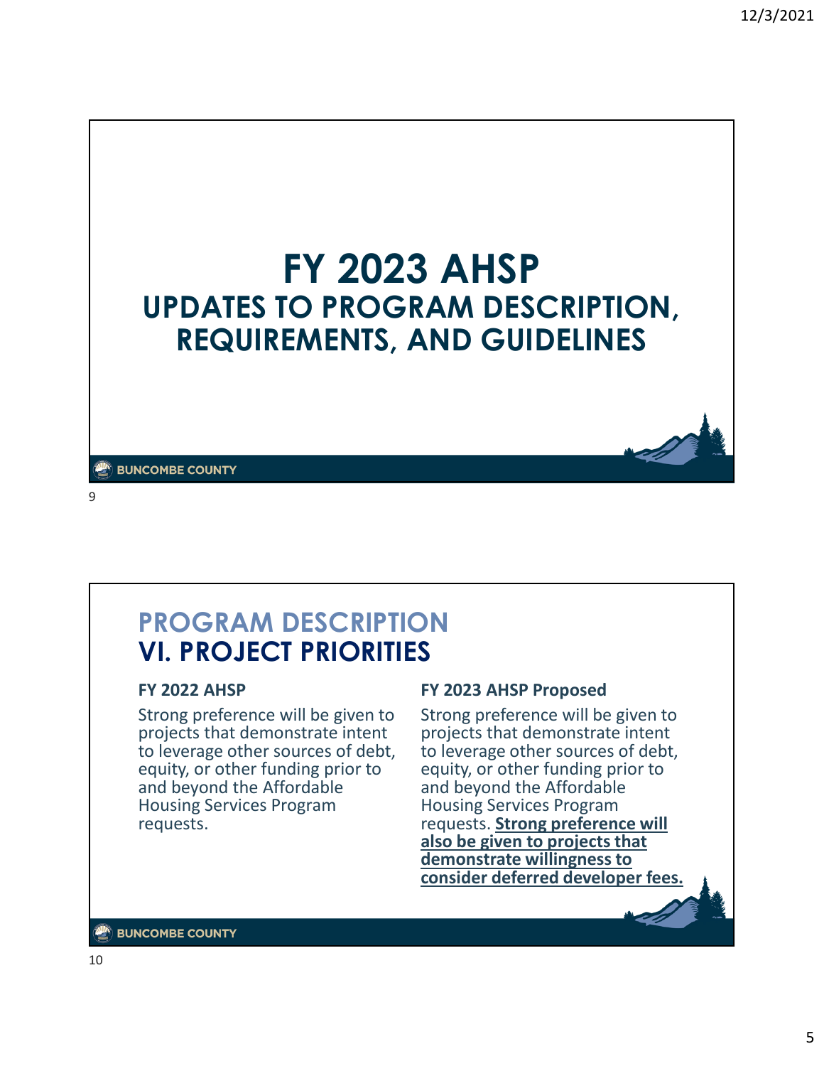# FY 2023 AHSP

## UPDATES TO PROGRAM DESCRIPTION, REQUIREMENTS, AND GUIDELINES

BUNCOMBE COUNTY

## PROGRAM DESCRIPTION

## VI. PROJECT PRIORITIES

| FY 2022 AHSP | FY 2023 AHSP Proposed |
| --- | --- |
| Strong preference will be given to projects that demonstrate intent to leverage other sources of debt, equity, or other funding prior to and beyond the Affordable Housing Services Program requests. | Strong preference will be given to projects that demonstrate intent to leverage other sources of debt, equity, or other funding prior to and beyond the Affordable Housing Services Program requests. **<u>Strong preference will also be given to projects that demonstrate willingness to consider deferred developer fees.</u>** |

BUNCOMBE COUNTY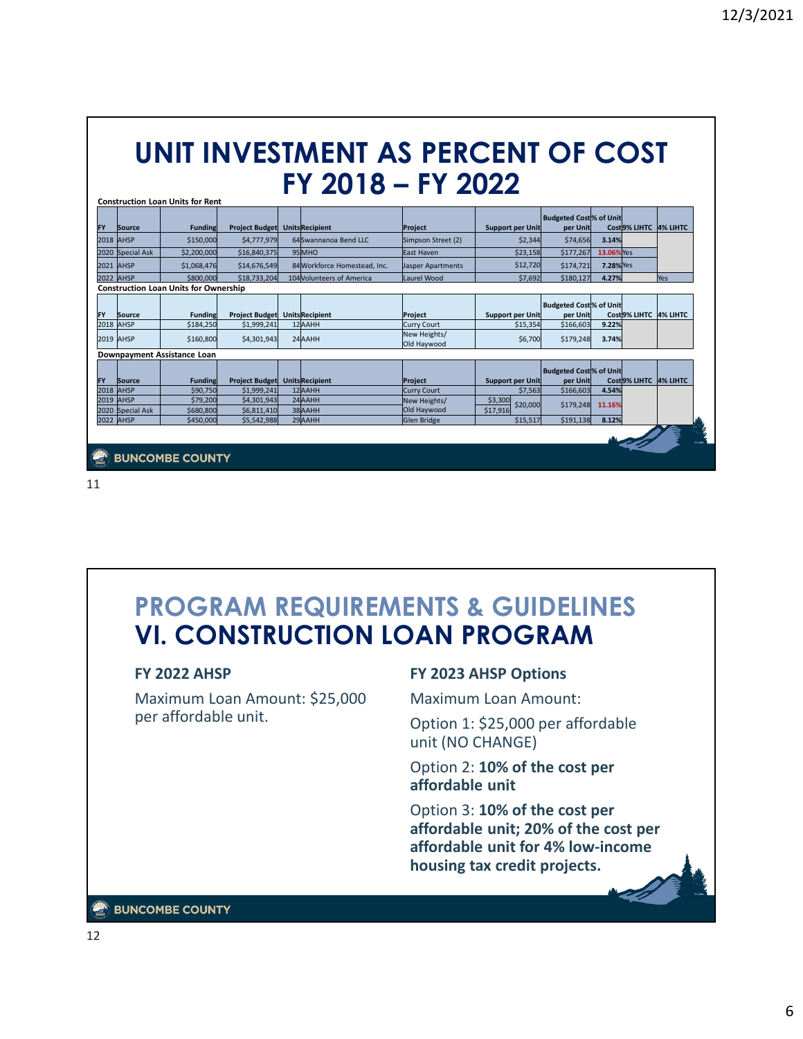# UNIT INVESTMENT AS PERCENT OF COST FY 2018 – FY 2022

**Construction Loan Units for Rent**

| FY | Source | Funding | Project Budget | Units | Recipient | Project | Support per Unit | Budgeted Cost per Unit | % of Unit Cost | 9% LIHTC | 4% LIHTC |
|---|---|---|---|---|---|---|---|---|---|---|---|
| 2018 | AHSP | $150,000 | $4,777,979 | 64 | Swannanoa Bend LLC | Simpson Street (2) | $2,344 | $74,656 | 3.14% | | |
| 2020 | Special Ask | $2,200,000 | $16,840,375 | 95 | MHO | East Haven | $23,158 | $177,267 | 13.06% | Yes | |
| 2021 | AHSP | $1,068,476 | $14,676,549 | 84 | Workforce Homestead, Inc. | Jasper Apartments | $12,720 | $174,721 | 7.28% | Yes | |
| 2022 | AHSP | $800,000 | $18,733,204 | 104 | Volunteers of America | Laurel Wood | $7,692 | $180,127 | 4.27% | | Yes |

**Construction Loan Units for Ownership**

| FY | Source | Funding | Project Budget | Units | Recipient | Project | Support per Unit | Budgeted Cost per Unit | % of Unit Cost | 9% LIHTC | 4% LIHTC |
|---|---|---|---|---|---|---|---|---|---|---|---|
| 2018 | AHSP | $184,250 | $1,999,241 | 12 | AAHH | Curry Court | $15,354 | $166,603 | 9.22% | | |
| 2019 | AHSP | $160,800 | $4,301,943 | 24 | AAHH | New Heights/ Old Haywood | $6,700 | $179,248 | 3.74% | | |

**Downpayment Assistance Loan**

| FY | Source | Funding | Project Budget | Units | Recipient | Project | Support per Unit | | Budgeted Cost per Unit | % of Unit Cost | 9% LIHTC | 4% LIHTC |
|---|---|---|---|---|---|---|---|---|---|---|---|---|
| 2018 | AHSP | $90,750 | $1,999,241 | 12 | AAHH | Curry Court | $7,563 | | $166,603 | 4.54% | | |
| 2019 | AHSP | $79,200 | $4,301,943 | 24 | AAHH | New Heights/ Old Haywood | $3,300 | $20,000 | $179,248 | 11.16% | | |
| 2020 | Special Ask | $680,800 | $6,811,410 | 38 | AAHH | | $17,916 | | | | | |
| 2022 | AHSP | $450,000 | $5,542,988 | 29 | AAHH | Glen Bridge | $15,517 | | $191,138 | 8.12% | | |

BUNCOMBE COUNTY

# PROGRAM REQUIREMENTS & GUIDELINES
# VI. CONSTRUCTION LOAN PROGRAM

**FY 2022 AHSP**

Maximum Loan Amount: $25,000 per affordable unit.

**FY 2023 AHSP Options**

Maximum Loan Amount:

Option 1: $25,000 per affordable unit (NO CHANGE)

Option 2: **10% of the cost per affordable unit**

Option 3: **10% of the cost per affordable unit; 20% of the cost per affordable unit for 4% low-income housing tax credit projects.**

BUNCOMBE COUNTY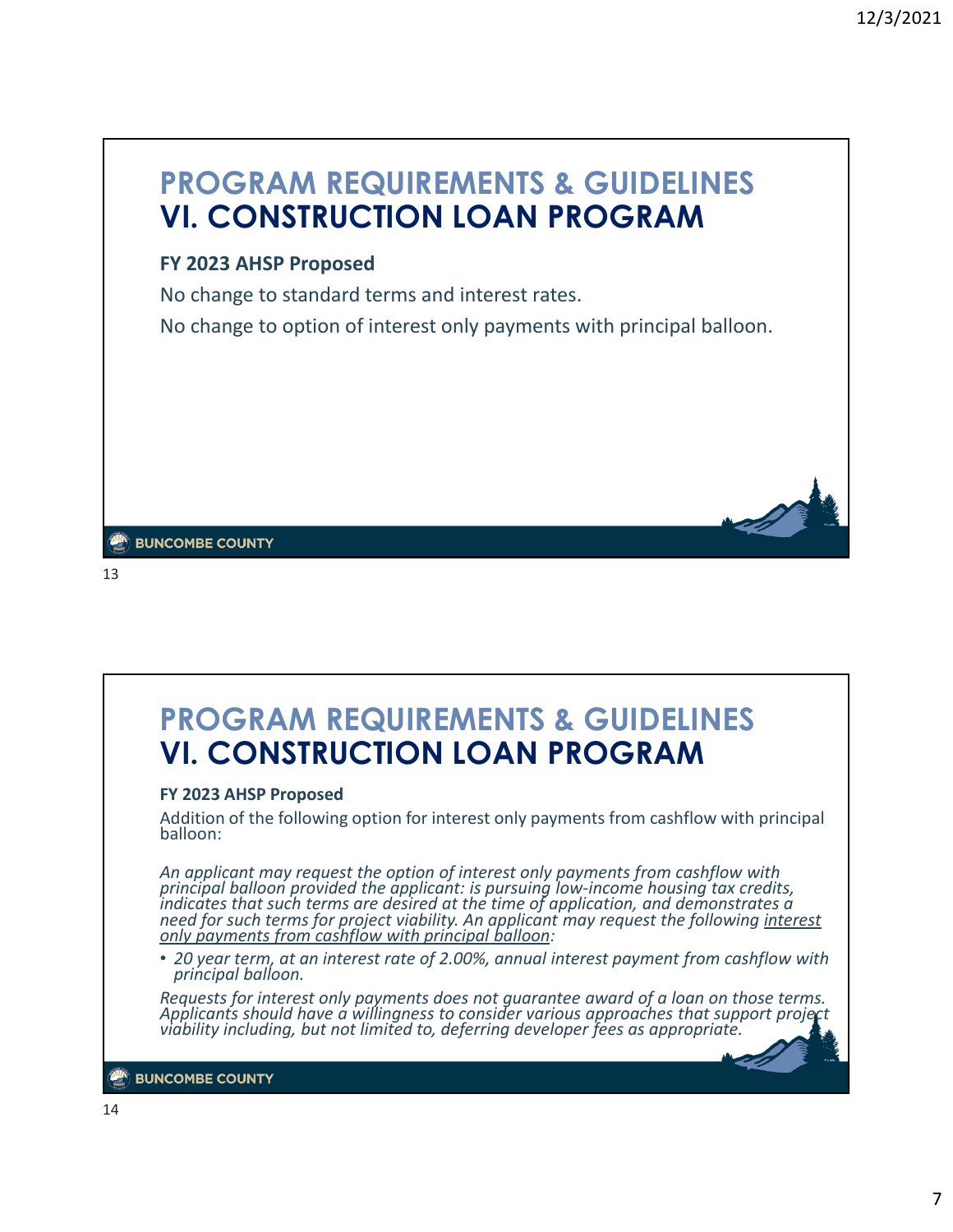# PROGRAM REQUIREMENTS & GUIDELINES
## VI. CONSTRUCTION LOAN PROGRAM

**FY 2023 AHSP Proposed**

No change to standard terms and interest rates.

No change to option of interest only payments with principal balloon.

BUNCOMBE COUNTY

13

# PROGRAM REQUIREMENTS & GUIDELINES
## VI. CONSTRUCTION LOAN PROGRAM

**FY 2023 AHSP Proposed**

Addition of the following option for interest only payments from cashflow with principal balloon:

*An applicant may request the option of interest only payments from cashflow with principal balloon provided the applicant: is pursuing low-income housing tax credits, indicates that such terms are desired at the time of application, and demonstrates a need for such terms for project viability. An applicant may request the following interest only payments from cashflow with principal balloon:*

- *20 year term, at an interest rate of 2.00%, annual interest payment from cashflow with principal balloon.*

*Requests for interest only payments does not guarantee award of a loan on those terms. Applicants should have a willingness to consider various approaches that support project viability including, but not limited to, deferring developer fees as appropriate.*

BUNCOMBE COUNTY

14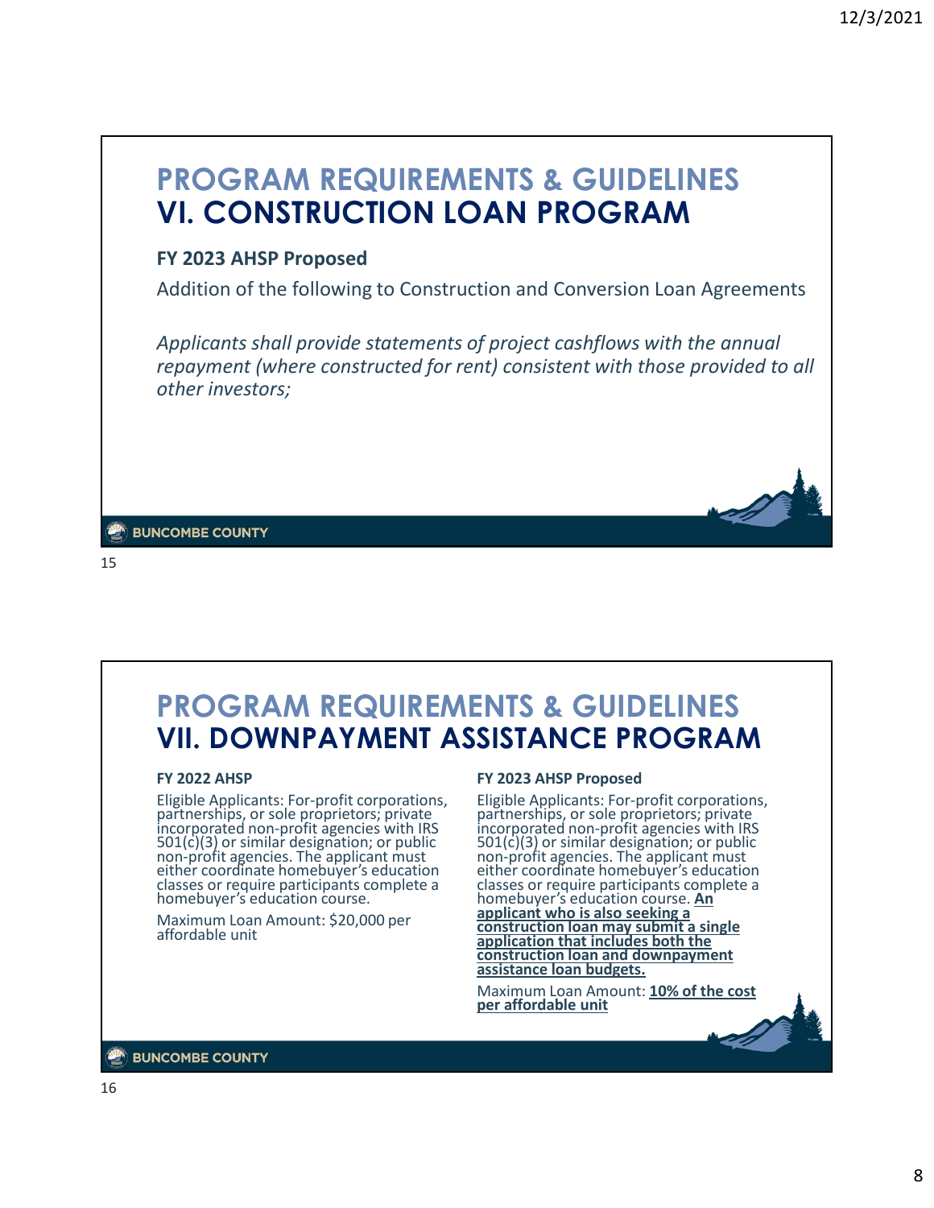# PROGRAM REQUIREMENTS & GUIDELINES
## VI. CONSTRUCTION LOAN PROGRAM

**FY 2023 AHSP Proposed**

Addition of the following to Construction and Conversion Loan Agreements

*Applicants shall provide statements of project cashflows with the annual repayment (where constructed for rent) consistent with those provided to all other investors;*

BUNCOMBE COUNTY

15

# PROGRAM REQUIREMENTS & GUIDELINES
## VII. DOWNPAYMENT ASSISTANCE PROGRAM

**FY 2022 AHSP**

Eligible Applicants: For-profit corporations, partnerships, or sole proprietors; private incorporated non-profit agencies with IRS 501(c)(3) or similar designation; or public non-profit agencies. The applicant must either coordinate homebuyer's education classes or require participants complete a homebuyer's education course.

Maximum Loan Amount: $20,000 per affordable unit

**FY 2023 AHSP Proposed**

Eligible Applicants: For-profit corporations, partnerships, or sole proprietors; private incorporated non-profit agencies with IRS 501(c)(3) or similar designation; or public non-profit agencies. The applicant must either coordinate homebuyer's education classes or require participants complete a homebuyer's education course. **An applicant who is also seeking a construction loan may submit a single application that includes both the construction loan and downpayment assistance loan budgets.**

Maximum Loan Amount: **10% of the cost per affordable unit**

BUNCOMBE COUNTY

16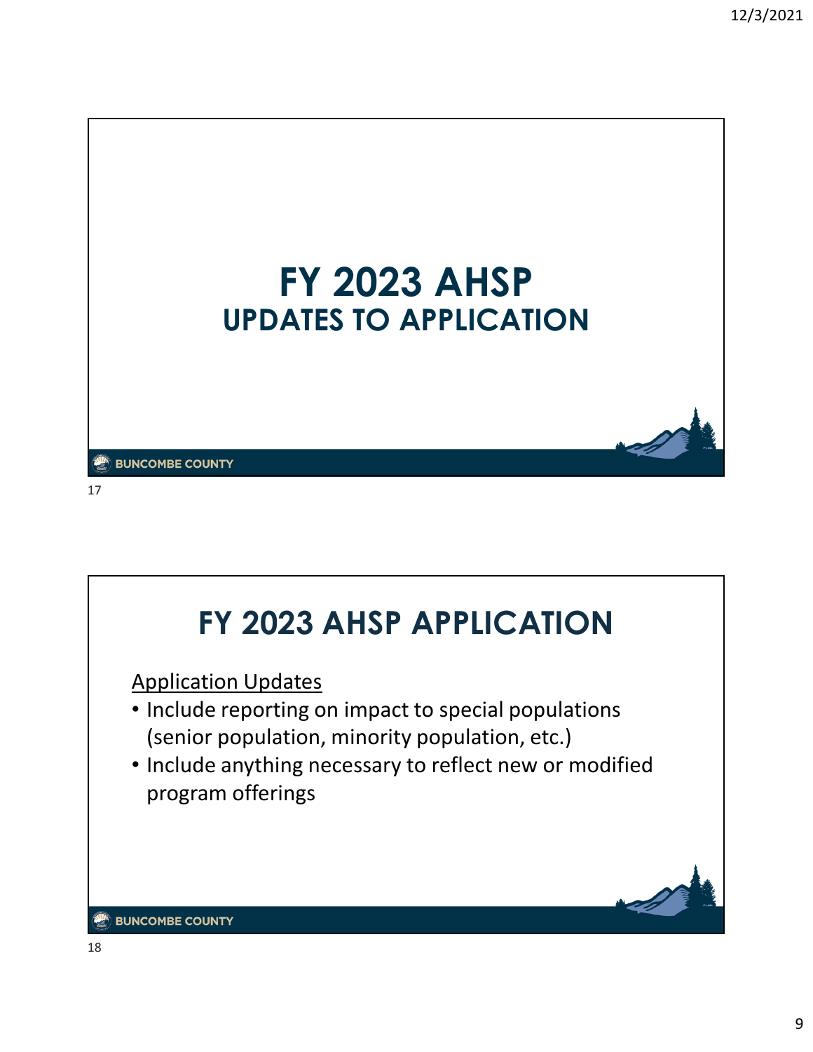# FY 2023 AHSP
## UPDATES TO APPLICATION

# FY 2023 AHSP APPLICATION

Application Updates

- Include reporting on impact to special populations (senior population, minority population, etc.)
- Include anything necessary to reflect new or modified program offerings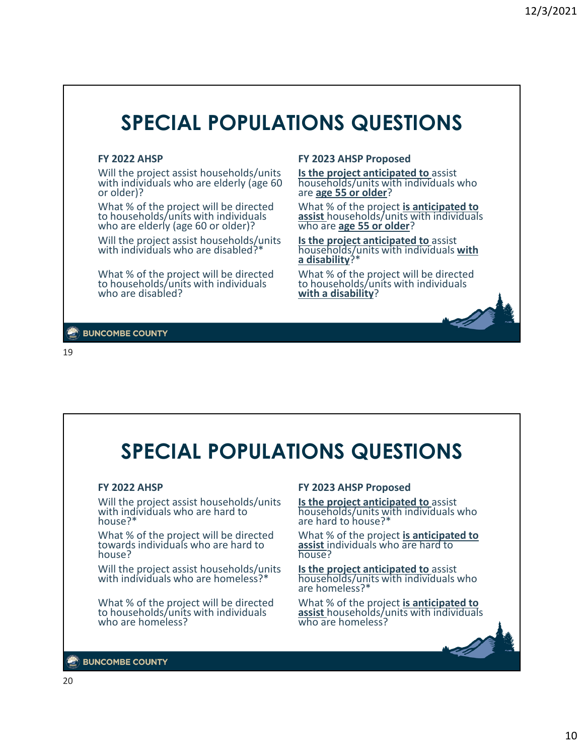# SPECIAL POPULATIONS QUESTIONS

| FY 2022 AHSP | FY 2023 AHSP Proposed |
|---|---|
| Will the project assist households/units with individuals who are elderly (age 60 or older)? | **Is the project anticipated to** assist households/units with individuals who are **age 55 or older**? |
| What % of the project will be directed to households/units with individuals who are elderly (age 60 or older)? | What % of the project **is anticipated to assist** households/units with individuals who are **age 55 or older**? |
| Will the project assist households/units with individuals who are disabled?* | **Is the project anticipated to** assist households/units with individuals **with a disability**?* |
| What % of the project will be directed to households/units with individuals who are disabled? | What % of the project will be directed to households/units with individuals **with a disability**? |

# SPECIAL POPULATIONS QUESTIONS

| FY 2022 AHSP | FY 2023 AHSP Proposed |
|---|---|
| Will the project assist households/units with individuals who are hard to house?* | **Is the project anticipated to** assist households/units with individuals who are hard to house?* |
| What % of the project will be directed towards individuals who are hard to house? | What % of the project **is anticipated to assist** individuals who are hard to house? |
| Will the project assist households/units with individuals who are homeless?* | **Is the project anticipated to** assist households/units with individuals who are homeless?* |
| What % of the project will be directed to households/units with individuals who are homeless? | What % of the project **is anticipated to assist** households/units with individuals who are homeless? |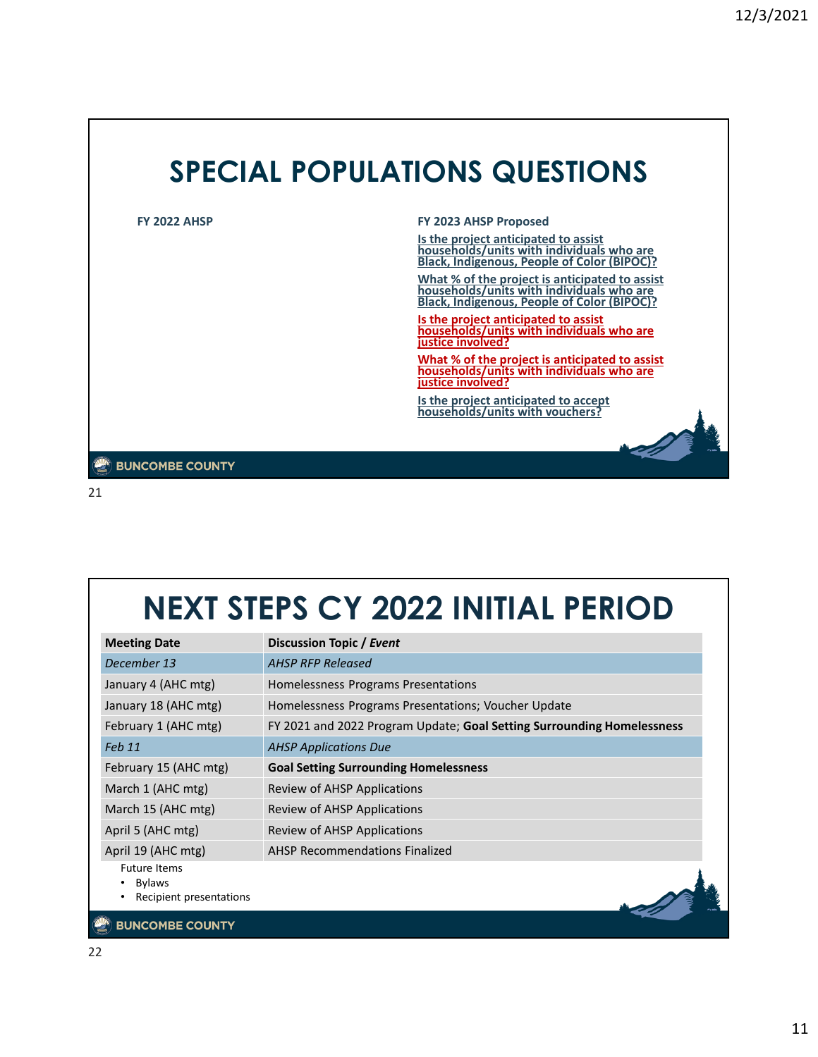# SPECIAL POPULATIONS QUESTIONS

**FY 2022 AHSP**

**FY 2023 AHSP Proposed**

**Is the project anticipated to assist households/units with individuals who are Black, Indigenous, People of Color (BIPOC)?**

**What % of the project is anticipated to assist households/units with individuals who are Black, Indigenous, People of Color (BIPOC)?**

**Is the project anticipated to assist households/units with individuals who are justice involved?**

**What % of the project is anticipated to assist households/units with individuals who are justice involved?**

**Is the project anticipated to accept households/units with vouchers?**

BUNCOMBE COUNTY

21

# NEXT STEPS CY 2022 INITIAL PERIOD

| **Meeting Date** | **Discussion Topic / *Event*** |
|---|---|
| *December 13* | *AHSP RFP Released* |
| January 4 (AHC mtg) | Homelessness Programs Presentations |
| January 18 (AHC mtg) | Homelessness Programs Presentations; Voucher Update |
| February 1 (AHC mtg) | FY 2021 and 2022 Program Update; **Goal Setting Surrounding Homelessness** |
| *Feb 11* | *AHSP Applications Due* |
| February 15 (AHC mtg) | **Goal Setting Surrounding Homelessness** |
| March 1 (AHC mtg) | Review of AHSP Applications |
| March 15 (AHC mtg) | Review of AHSP Applications |
| April 5 (AHC mtg) | Review of AHSP Applications |
| April 19 (AHC mtg) | AHSP Recommendations Finalized |

Future Items
- Bylaws
- Recipient presentations

BUNCOMBE COUNTY

22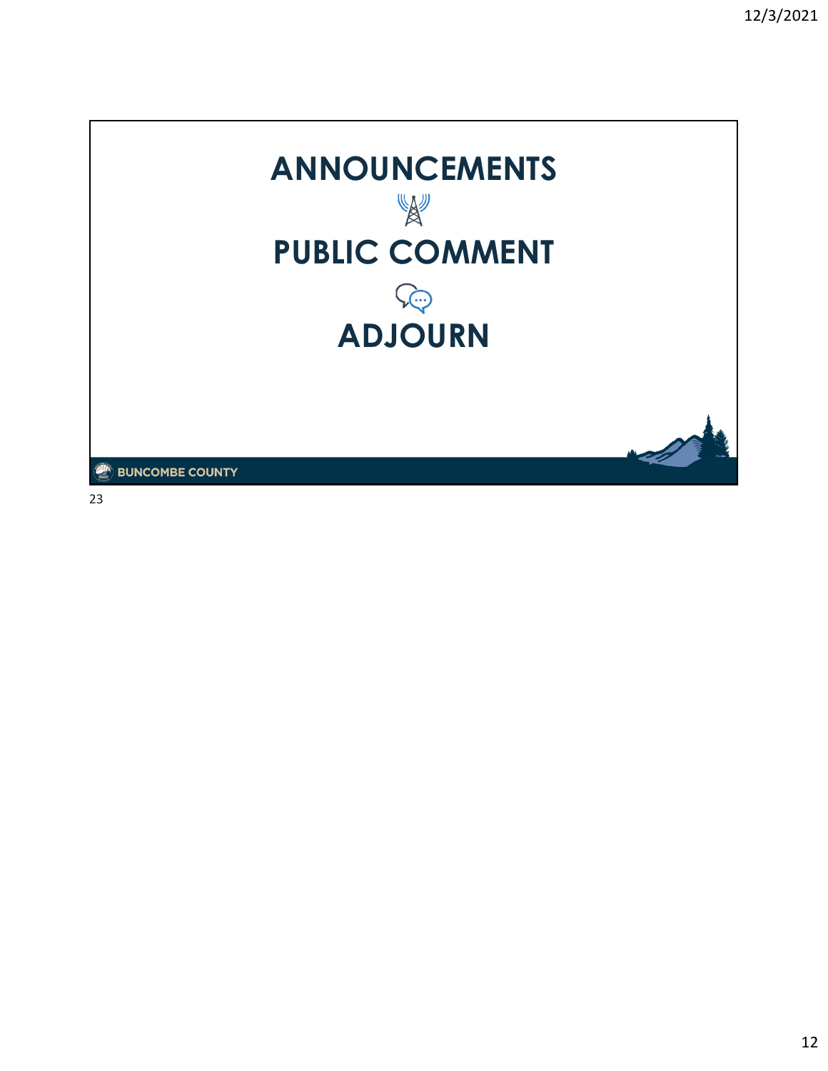# ANNOUNCEMENTS

# PUBLIC COMMENT

# ADJOURN

BUNCOMBE COUNTY